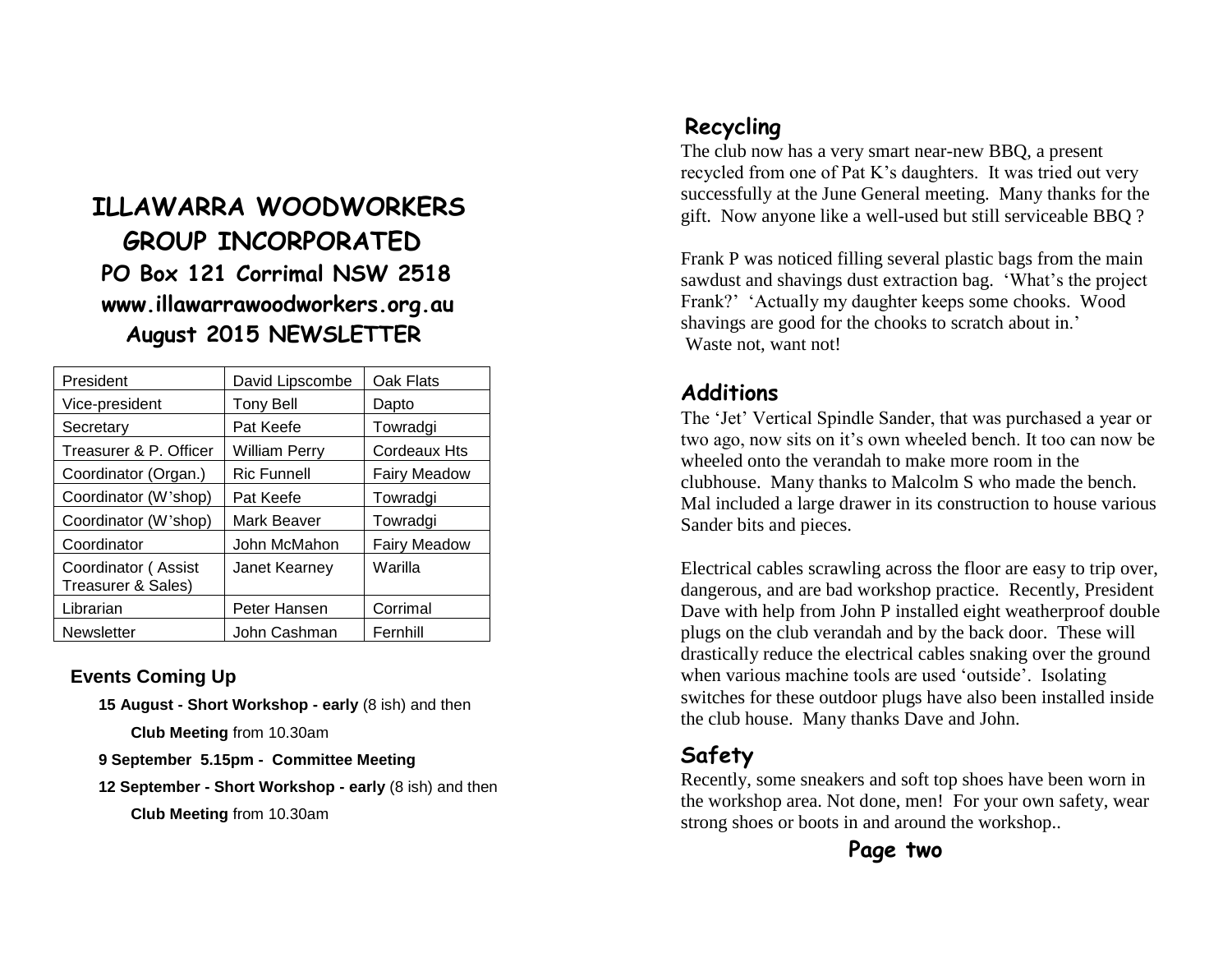# ILLAWARRA WOODWORKERS GROUP INCORPORATED

## PO Box 121 Corrimal NSW 2518

## www.illawarrawoodworkers.org.au

## August 2015 NEWSLETTER

| President | David Lipscombe | Oak Flats |
|---|---|---|
| Vice-president | Tony Bell | Dapto |
| Secretary | Pat Keefe | Towradgi |
| Treasurer & P. Officer | William Perry | Cordeaux Hts |
| Coordinator (Organ.) | Ric Funnell | Fairy Meadow |
| Coordinator (W'shop) | Pat Keefe | Towradgi |
| Coordinator (W'shop) | Mark Beaver | Towradgi |
| Coordinator | John McMahon | Fairy Meadow |
| Coordinator ( Assist Treasurer & Sales) | Janet Kearney | Warilla |
| Librarian | Peter Hansen | Corrimal |
| Newsletter | John Cashman | Fernhill |

### Events Coming Up

**15 August - Short Workshop - early** (8 ish) and then

**Club Meeting** from 10.30am

**9 September 5.15pm - Committee Meeting**

**12 September - Short Workshop - early** (8 ish) and then

**Club Meeting** from 10.30am

## Recycling

The club now has a very smart near-new BBQ, a present recycled from one of Pat K's daughters. It was tried out very successfully at the June General meeting. Many thanks for the gift. Now anyone like a well-used but still serviceable BBQ ?

Frank P was noticed filling several plastic bags from the main sawdust and shavings dust extraction bag. 'What's the project Frank?' 'Actually my daughter keeps some chooks. Wood shavings are good for the chooks to scratch about in.' Waste not, want not!

## Additions

The 'Jet' Vertical Spindle Sander, that was purchased a year or two ago, now sits on it's own wheeled bench. It too can now be wheeled onto the verandah to make more room in the clubhouse. Many thanks to Malcolm S who made the bench. Mal included a large drawer in its construction to house various Sander bits and pieces.

Electrical cables scrawling across the floor are easy to trip over, dangerous, and are bad workshop practice. Recently, President Dave with help from John P installed eight weatherproof double plugs on the club verandah and by the back door. These will drastically reduce the electrical cables snaking over the ground when various machine tools are used 'outside'. Isolating switches for these outdoor plugs have also been installed inside the club house. Many thanks Dave and John.

## Safety

Recently, some sneakers and soft top shoes have been worn in the workshop area. Not done, men! For your own safety, wear strong shoes or boots in and around the workshop..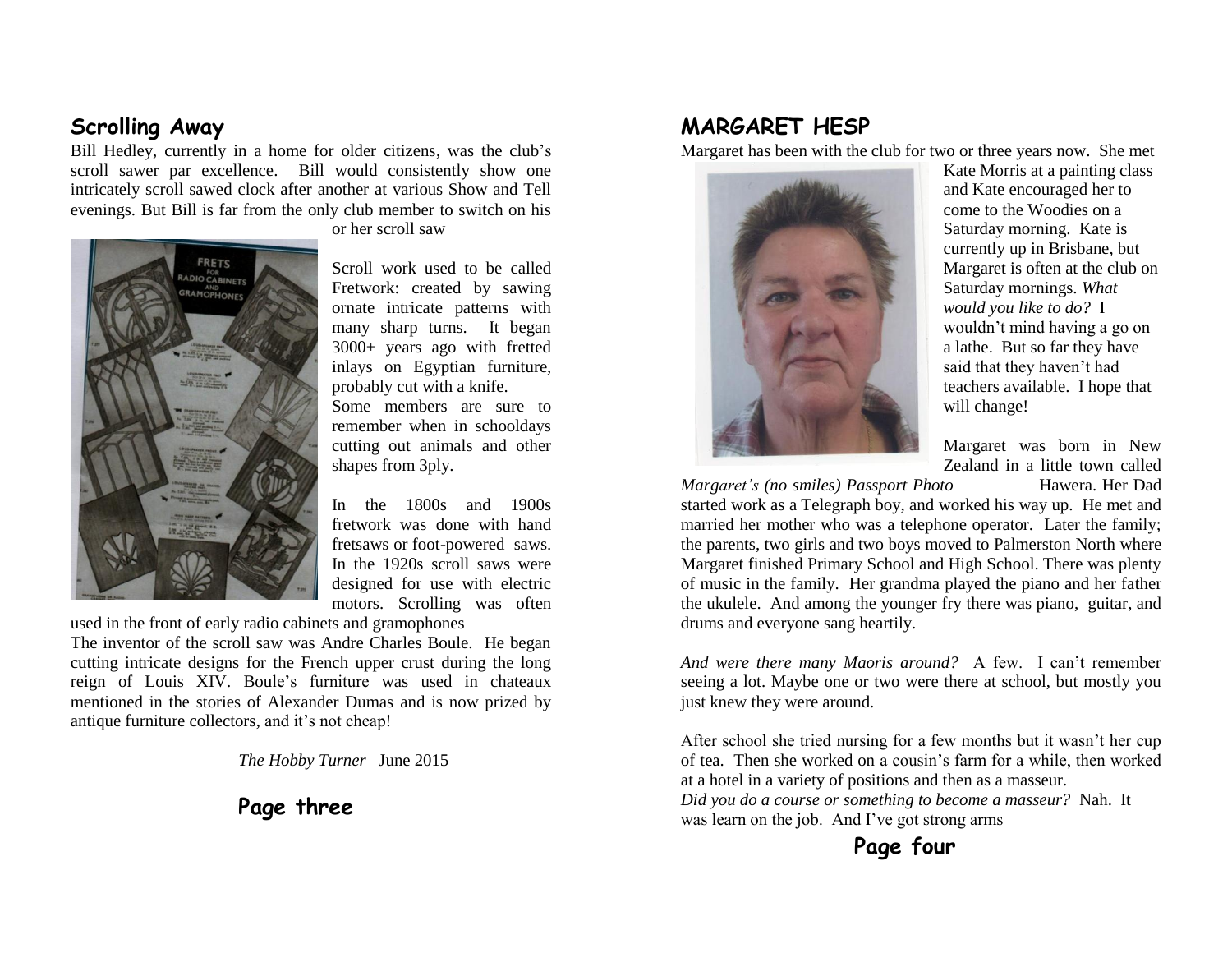## Scrolling Away

Bill Hedley, currently in a home for older citizens, was the club's scroll sawer par excellence. Bill would consistently show one intricately scroll sawed clock after another at various Show and Tell evenings. But Bill is far from the only club member to switch on his or her scroll saw

Scroll work used to be called Fretwork: created by sawing ornate intricate patterns with many sharp turns. It began 3000+ years ago with fretted inlays on Egyptian furniture, probably cut with a knife.

Some members are sure to remember when in schooldays cutting out animals and other shapes from 3ply.

In the 1800s and 1900s fretwork was done with hand fretsaws or foot-powered saws. In the 1920s scroll saws were designed for use with electric motors. Scrolling was often used in the front of early radio cabinets and gramophones

The inventor of the scroll saw was Andre Charles Boule. He began cutting intricate designs for the French upper crust during the long reign of Louis XIV. Boule's furniture was used in chateaux mentioned in the stories of Alexander Dumas and is now prized by antique furniture collectors, and it's not cheap!

*The Hobby Turner* June 2015

## MARGARET HESP

Margaret has been with the club for two or three years now. She met Kate Morris at a painting class and Kate encouraged her to come to the Woodies on a Saturday morning. Kate is currently up in Brisbane, but Margaret is often at the club on Saturday mornings. *What would you like to do?* I wouldn't mind having a go on a lathe. But so far they have said that they haven't had teachers available. I hope that will change!

*Margaret's (no smiles) Passport Photo*

Margaret was born in New Zealand in a little town called Hawera. Her Dad started work as a Telegraph boy, and worked his way up. He met and married her mother who was a telephone operator. Later the family; the parents, two girls and two boys moved to Palmerston North where Margaret finished Primary School and High School. There was plenty of music in the family. Her grandma played the piano and her father the ukulele. And among the younger fry there was piano, guitar, and drums and everyone sang heartily.

*And were there many Maoris around?* A few. I can't remember seeing a lot. Maybe one or two were there at school, but mostly you just knew they were around.

After school she tried nursing for a few months but it wasn't her cup of tea. Then she worked on a cousin's farm for a while, then worked at a hotel in a variety of positions and then as a masseur.

*Did you do a course or something to become a masseur?* Nah. It was learn on the job. And I've got strong arms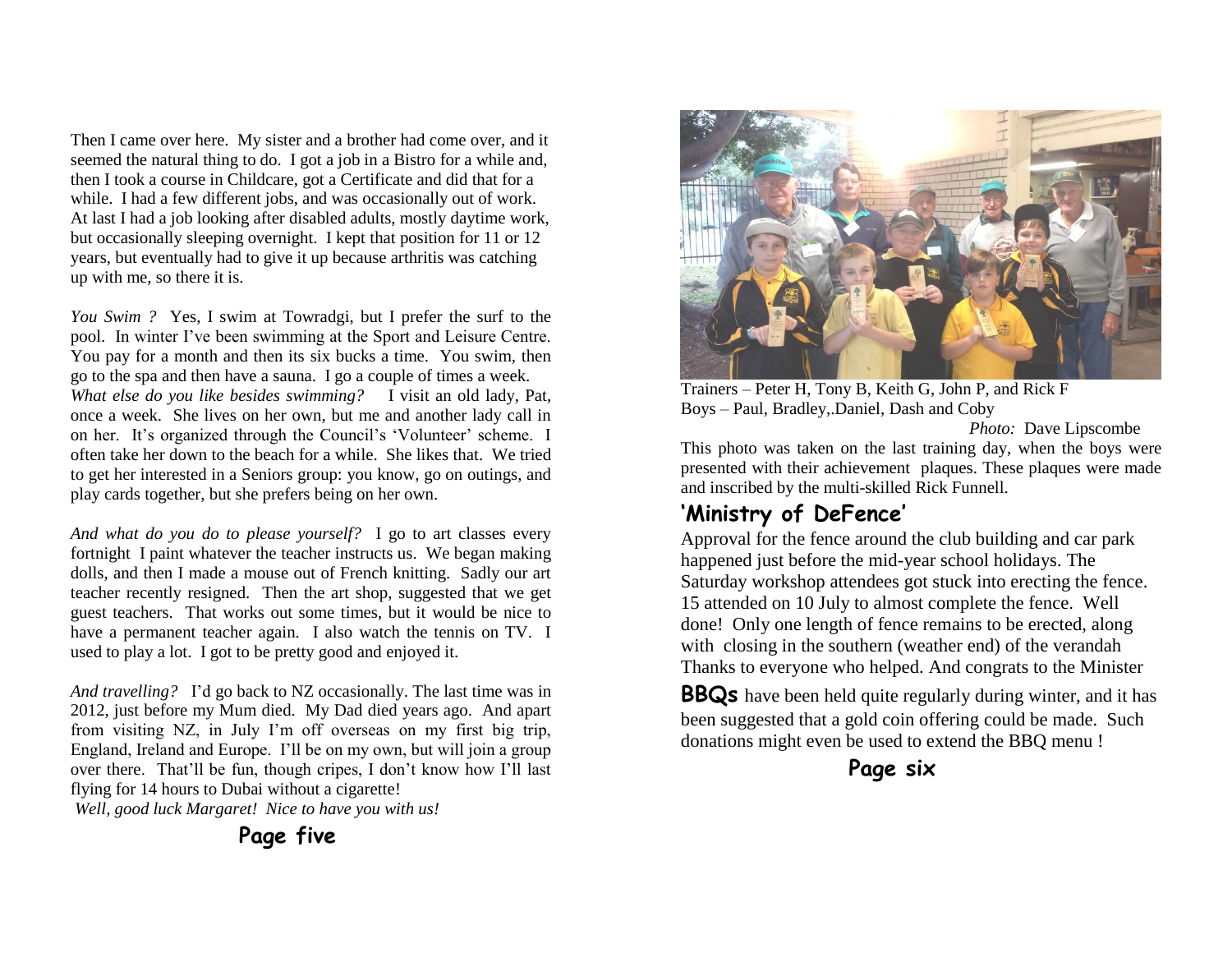Then I came over here. My sister and a brother had come over, and it seemed the natural thing to do. I got a job in a Bistro for a while and, then I took a course in Childcare, got a Certificate and did that for a while. I had a few different jobs, and was occasionally out of work. At last I had a job looking after disabled adults, mostly daytime work, but occasionally sleeping overnight. I kept that position for 11 or 12 years, but eventually had to give it up because arthritis was catching up with me, so there it is.

*You Swim ?* Yes, I swim at Towradgi, but I prefer the surf to the pool. In winter I've been swimming at the Sport and Leisure Centre. You pay for a month and then its six bucks a time. You swim, then go to the spa and then have a sauna. I go a couple of times a week. *What else do you like besides swimming?* I visit an old lady, Pat, once a week. She lives on her own, but me and another lady call in on her. It's organized through the Council's 'Volunteer' scheme. I often take her down to the beach for a while. She likes that. We tried to get her interested in a Seniors group: you know, go on outings, and play cards together, but she prefers being on her own.

*And what do you do to please yourself?* I go to art classes every fortnight I paint whatever the teacher instructs us. We began making dolls, and then I made a mouse out of French knitting. Sadly our art teacher recently resigned. Then the art shop, suggested that we get guest teachers. That works out some times, but it would be nice to have a permanent teacher again. I also watch the tennis on TV. I used to play a lot. I got to be pretty good and enjoyed it.

*And travelling?* I'd go back to NZ occasionally. The last time was in 2012, just before my Mum died. My Dad died years ago. And apart from visiting NZ, in July I'm off overseas on my first big trip, England, Ireland and Europe. I'll be on my own, but will join a group over there. That'll be fun, though cripes, I don't know how I'll last flying for 14 hours to Dubai without a cigarette!

*Well, good luck Margaret! Nice to have you with us!*

Trainers – Peter H, Tony B, Keith G, John P, and Rick F
Boys – Paul, Bradley,.Daniel, Dash and Coby

*Photo:* Dave Lipscombe

This photo was taken on the last training day, when the boys were presented with their achievement plaques. These plaques were made and inscribed by the multi-skilled Rick Funnell.

## 'Ministry of DeFence'

Approval for the fence around the club building and car park happened just before the mid-year school holidays. The Saturday workshop attendees got stuck into erecting the fence. 15 attended on 10 July to almost complete the fence. Well done! Only one length of fence remains to be erected, along with closing in the southern (weather end) of the verandah Thanks to everyone who helped. And congrats to the Minister

**BBQs** have been held quite regularly during winter, and it has been suggested that a gold coin offering could be made. Such donations might even be used to extend the BBQ menu !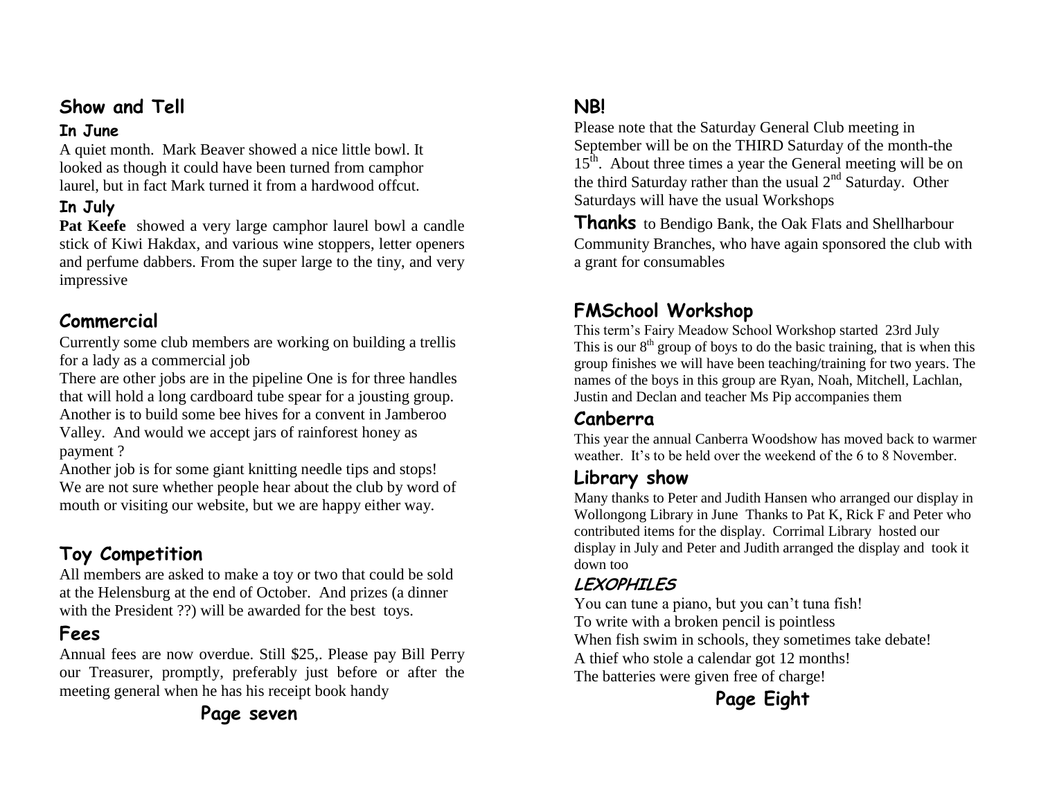## Show and Tell

### In June

A quiet month. Mark Beaver showed a nice little bowl. It looked as though it could have been turned from camphor laurel, but in fact Mark turned it from a hardwood offcut.

### In July

**Pat Keefe** showed a very large camphor laurel bowl a candle stick of Kiwi Hakdax, and various wine stoppers, letter openers and perfume dabbers. From the super large to the tiny, and very impressive

## Commercial

Currently some club members are working on building a trellis for a lady as a commercial job

There are other jobs are in the pipeline One is for three handles that will hold a long cardboard tube spear for a jousting group. Another is to build some bee hives for a convent in Jamberoo Valley. And would we accept jars of rainforest honey as payment ?

Another job is for some giant knitting needle tips and stops! We are not sure whether people hear about the club by word of mouth or visiting our website, but we are happy either way.

## Toy Competition

All members are asked to make a toy or two that could be sold at the Helensburg at the end of October. And prizes (a dinner with the President ??) will be awarded for the best toys.

## Fees

Annual fees are now overdue. Still $25,. Please pay Bill Perry our Treasurer, promptly, preferably just before or after the meeting general when he has his receipt book handy

## NB!

Please note that the Saturday General Club meeting in September will be on the THIRD Saturday of the month-the 15th. About three times a year the General meeting will be on the third Saturday rather than the usual 2nd Saturday. Other Saturdays will have the usual Workshops

**Thanks** to Bendigo Bank, the Oak Flats and Shellharbour Community Branches, who have again sponsored the club with a grant for consumables

## FMSchool Workshop

This term's Fairy Meadow School Workshop started 23rd July This is our 8th group of boys to do the basic training, that is when this group finishes we will have been teaching/training for two years. The names of the boys in this group are Ryan, Noah, Mitchell, Lachlan, Justin and Declan and teacher Ms Pip accompanies them

## Canberra

This year the annual Canberra Woodshow has moved back to warmer weather. It's to be held over the weekend of the 6 to 8 November.

## Library show

Many thanks to Peter and Judith Hansen who arranged our display in Wollongong Library in June Thanks to Pat K, Rick F and Peter who contributed items for the display. Corrimal Library hosted our display in July and Peter and Judith arranged the display and took it down too

### *LEXOPHILES*

You can tune a piano, but you can't tuna fish!
To write with a broken pencil is pointless
When fish swim in schools, they sometimes take debate!
A thief who stole a calendar got 12 months!
The batteries were given free of charge!